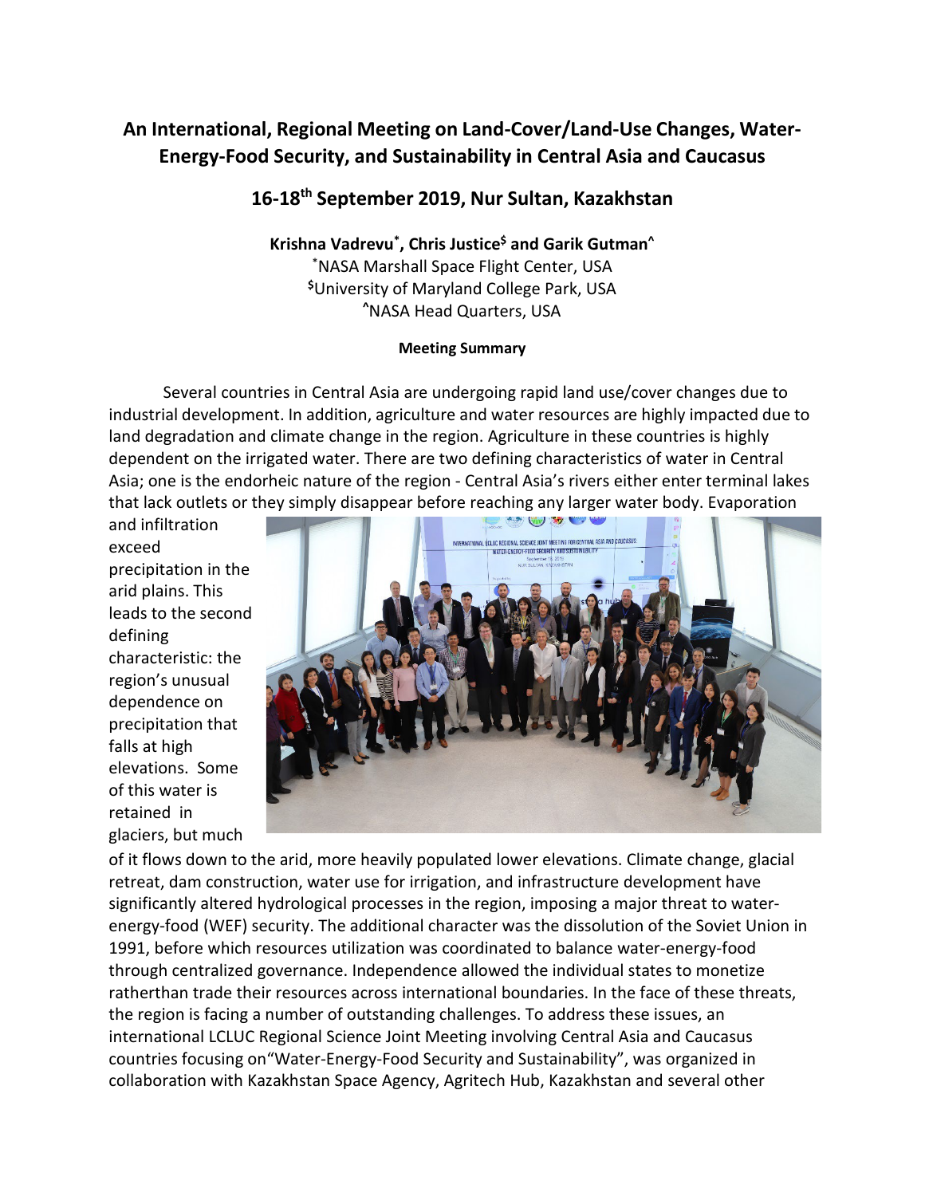# An International, Regional Meeting on Land-Cover/Land-Use Changes, Water-Energy-Food Security, and Sustainability in Central Asia and Caucasus

## 16-18th September 2019, Nur Sultan, Kazakhstan

**Krishna Vadrevu[*], Chris Justice[$] and Garik Gutman[^]**

[*]NASA Marshall Space Flight Center, USA
[$]University of Maryland College Park, USA
[^]NASA Head Quarters, USA

**Meeting Summary**

Several countries in Central Asia are undergoing rapid land use/cover changes due to industrial development. In addition, agriculture and water resources are highly impacted due to land degradation and climate change in the region. Agriculture in these countries is highly dependent on the irrigated water. There are two defining characteristics of water in Central Asia; one is the endorheic nature of the region - Central Asia's rivers either enter terminal lakes that lack outlets or they simply disappear before reaching any larger water body. Evaporation and infiltration exceed precipitation in the arid plains. This leads to the second defining characteristic: the region's unusual dependence on precipitation that falls at high elevations. Some of this water is retained in glaciers, but much of it flows down to the arid, more heavily populated lower elevations. Climate change, glacial retreat, dam construction, water use for irrigation, and infrastructure development have significantly altered hydrological processes in the region, imposing a major threat to water-energy-food (WEF) security. The additional character was the dissolution of the Soviet Union in 1991, before which resources utilization was coordinated to balance water-energy-food through centralized governance. Independence allowed the individual states to monetize ratherthan trade their resources across international boundaries. In the face of these threats, the region is facing a number of outstanding challenges. To address these issues, an international LCLUC Regional Science Joint Meeting involving Central Asia and Caucasus countries focusing on"Water-Energy-Food Security and Sustainability", was organized in collaboration with Kazakhstan Space Agency, Agritech Hub, Kazakhstan and several other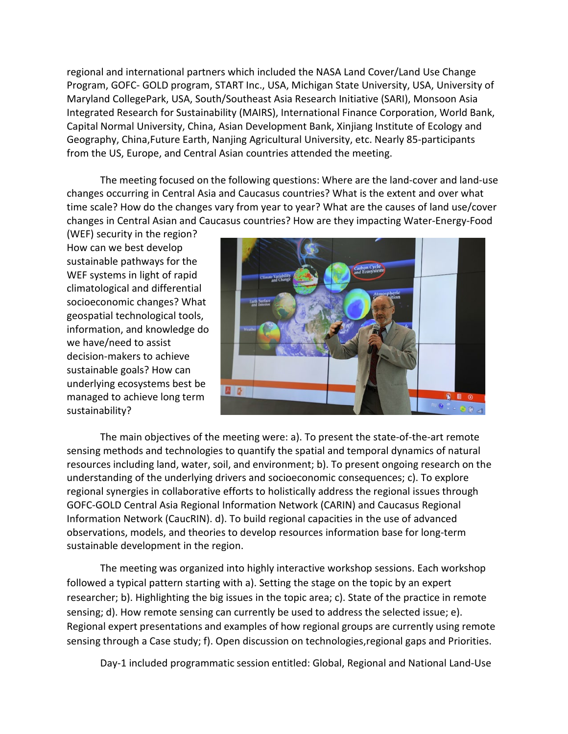regional and international partners which included the NASA Land Cover/Land Use Change Program, GOFC- GOLD program, START Inc., USA, Michigan State University, USA, University of Maryland CollegePark, USA, South/Southeast Asia Research Initiative (SARI), Monsoon Asia Integrated Research for Sustainability (MAIRS), International Finance Corporation, World Bank, Capital Normal University, China, Asian Development Bank, Xinjiang Institute of Ecology and Geography, China,Future Earth, Nanjing Agricultural University, etc. Nearly 85-participants from the US, Europe, and Central Asian countries attended the meeting.

The meeting focused on the following questions: Where are the land-cover and land-use changes occurring in Central Asia and Caucasus countries? What is the extent and over what time scale? How do the changes vary from year to year? What are the causes of land use/cover changes in Central Asian and Caucasus countries? How are they impacting Water-Energy-Food (WEF) security in the region? How can we best develop sustainable pathways for the WEF systems in light of rapid climatological and differential socioeconomic changes? What geospatial technological tools, information, and knowledge do we have/need to assist decision-makers to achieve sustainable goals? How can underlying ecosystems best be managed to achieve long term sustainability?

The main objectives of the meeting were: a). To present the state-of-the-art remote sensing methods and technologies to quantify the spatial and temporal dynamics of natural resources including land, water, soil, and environment; b). To present ongoing research on the understanding of the underlying drivers and socioeconomic consequences; c). To explore regional synergies in collaborative efforts to holistically address the regional issues through GOFC-GOLD Central Asia Regional Information Network (CARIN) and Caucasus Regional Information Network (CaucRIN). d). To build regional capacities in the use of advanced observations, models, and theories to develop resources information base for long-term sustainable development in the region.

The meeting was organized into highly interactive workshop sessions. Each workshop followed a typical pattern starting with a). Setting the stage on the topic by an expert researcher; b). Highlighting the big issues in the topic area; c). State of the practice in remote sensing; d). How remote sensing can currently be used to address the selected issue; e). Regional expert presentations and examples of how regional groups are currently using remote sensing through a Case study; f). Open discussion on technologies,regional gaps and Priorities.

Day-1 included programmatic session entitled: Global, Regional and National Land-Use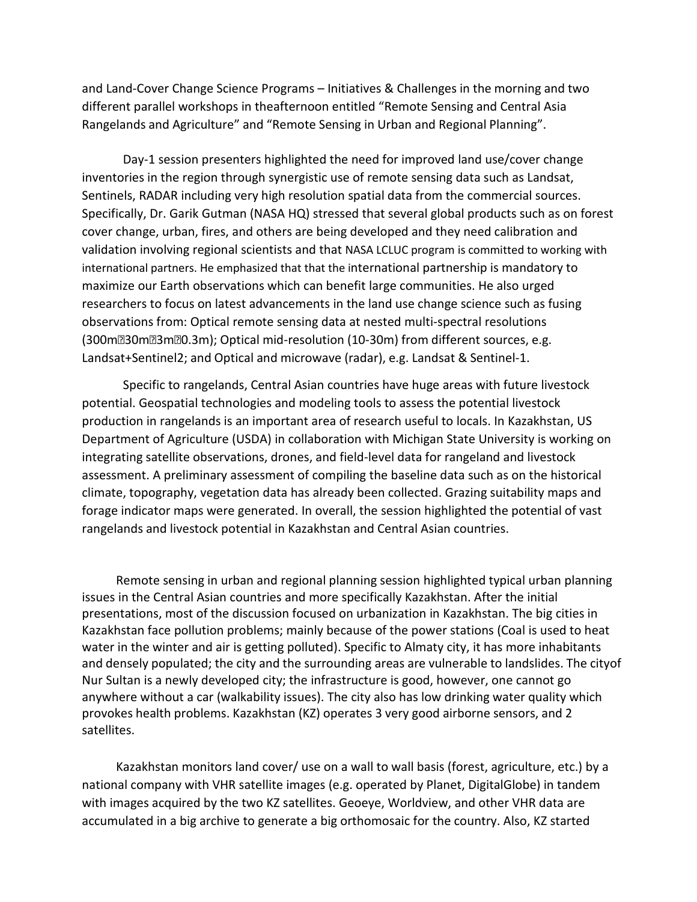and Land-Cover Change Science Programs – Initiatives & Challenges in the morning and two different parallel workshops in theafternoon entitled “Remote Sensing and Central Asia Rangelands and Agriculture” and “Remote Sensing in Urban and Regional Planning”.

Day-1 session presenters highlighted the need for improved land use/cover change inventories in the region through synergistic use of remote sensing data such as Landsat, Sentinels, RADAR including very high resolution spatial data from the commercial sources. Specifically, Dr. Garik Gutman (NASA HQ) stressed that several global products such as on forest cover change, urban, fires, and others are being developed and they need calibration and validation involving regional scientists and that NASA LCLUC program is committed to working with international partners. He emphasized that that the international partnership is mandatory to maximize our Earth observations which can benefit large communities. He also urged researchers to focus on latest advancements in the land use change science such as fusing observations from: Optical remote sensing data at nested multi-spectral resolutions (300m→30m→3m→0.3m); Optical mid-resolution (10-30m) from different sources, e.g. Landsat+Sentinel2; and Optical and microwave (radar), e.g. Landsat & Sentinel-1.

Specific to rangelands, Central Asian countries have huge areas with future livestock potential. Geospatial technologies and modeling tools to assess the potential livestock production in rangelands is an important area of research useful to locals. In Kazakhstan, US Department of Agriculture (USDA) in collaboration with Michigan State University is working on integrating satellite observations, drones, and field-level data for rangeland and livestock assessment. A preliminary assessment of compiling the baseline data such as on the historical climate, topography, vegetation data has already been collected. Grazing suitability maps and forage indicator maps were generated. In overall, the session highlighted the potential of vast rangelands and livestock potential in Kazakhstan and Central Asian countries.

Remote sensing in urban and regional planning session highlighted typical urban planning issues in the Central Asian countries and more specifically Kazakhstan. After the initial presentations, most of the discussion focused on urbanization in Kazakhstan. The big cities in Kazakhstan face pollution problems; mainly because of the power stations (Coal is used to heat water in the winter and air is getting polluted). Specific to Almaty city, it has more inhabitants and densely populated; the city and the surrounding areas are vulnerable to landslides. The cityof Nur Sultan is a newly developed city; the infrastructure is good, however, one cannot go anywhere without a car (walkability issues). The city also has low drinking water quality which provokes health problems. Kazakhstan (KZ) operates 3 very good airborne sensors, and 2 satellites.

Kazakhstan monitors land cover/ use on a wall to wall basis (forest, agriculture, etc.) by a national company with VHR satellite images (e.g. operated by Planet, DigitalGlobe) in tandem with images acquired by the two KZ satellites. Geoeye, Worldview, and other VHR data are accumulated in a big archive to generate a big orthomosaic for the country. Also, KZ started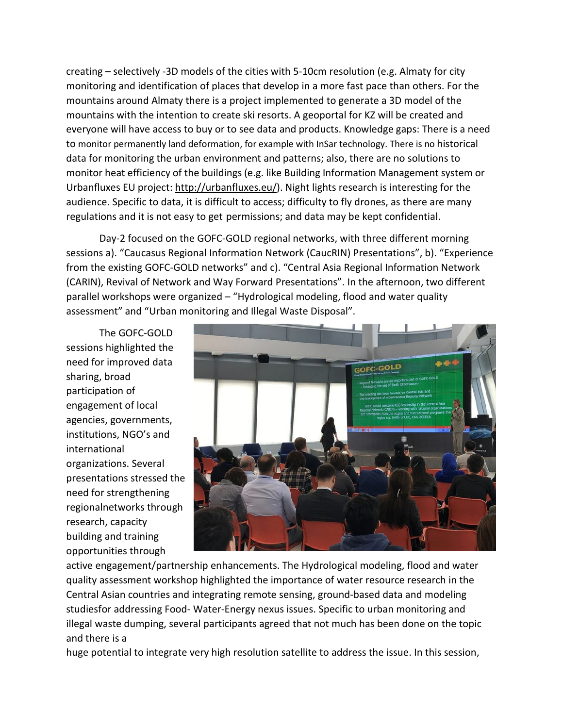creating – selectively -3D models of the cities with 5-10cm resolution (e.g. Almaty for city monitoring and identification of places that develop in a more fast pace than others. For the mountains around Almaty there is a project implemented to generate a 3D model of the mountains with the intention to create ski resorts. A geoportal for KZ will be created and everyone will have access to buy or to see data and products. Knowledge gaps: There is a need to monitor permanently land deformation, for example with InSar technology. There is no historical data for monitoring the urban environment and patterns; also, there are no solutions to monitor heat efficiency of the buildings (e.g. like Building Information Management system or Urbanfluxes EU project: http://urbanfluxes.eu/). Night lights research is interesting for the audience. Specific to data, it is difficult to access; difficulty to fly drones, as there are many regulations and it is not easy to get permissions; and data may be kept confidential.

Day-2 focused on the GOFC-GOLD regional networks, with three different morning sessions a). "Caucasus Regional Information Network (CaucRIN) Presentations", b). "Experience from the existing GOFC-GOLD networks" and c). "Central Asia Regional Information Network (CARIN), Revival of Network and Way Forward Presentations". In the afternoon, two different parallel workshops were organized – "Hydrological modeling, flood and water quality assessment" and "Urban monitoring and Illegal Waste Disposal".

The GOFC-GOLD sessions highlighted the need for improved data sharing, broad participation of engagement of local agencies, governments, institutions, NGO's and international organizations. Several presentations stressed the need for strengthening regionalnetworks through research, capacity building and training opportunities through active engagement/partnership enhancements. The Hydrological modeling, flood and water quality assessment workshop highlighted the importance of water resource research in the Central Asian countries and integrating remote sensing, ground-based data and modeling studiesfor addressing Food- Water-Energy nexus issues. Specific to urban monitoring and illegal waste dumping, several participants agreed that not much has been done on the topic and there is a huge potential to integrate very high resolution satellite to address the issue. In this session,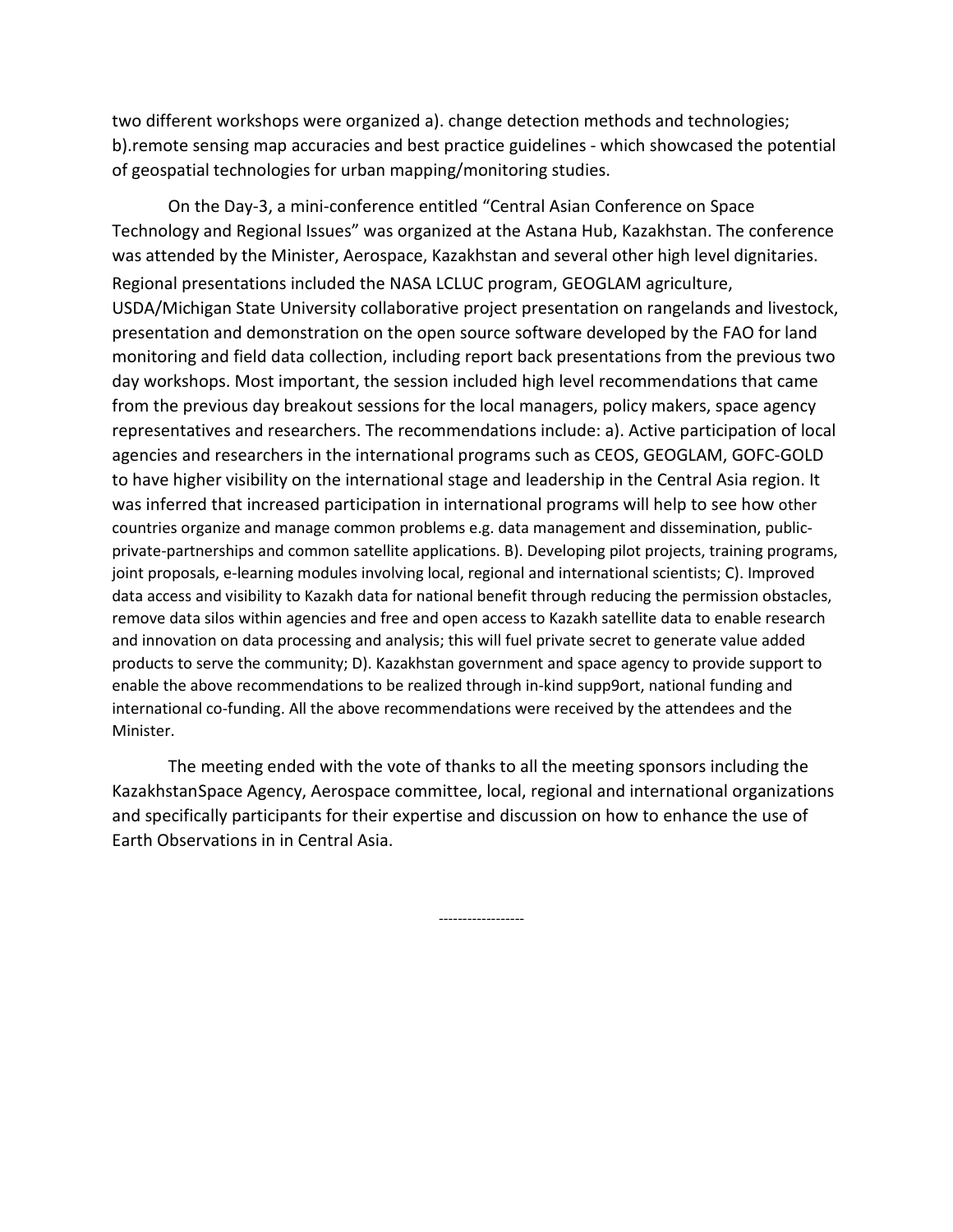two different workshops were organized a). change detection methods and technologies; b).remote sensing map accuracies and best practice guidelines - which showcased the potential of geospatial technologies for urban mapping/monitoring studies.

On the Day-3, a mini-conference entitled “Central Asian Conference on Space Technology and Regional Issues” was organized at the Astana Hub, Kazakhstan. The conference was attended by the Minister, Aerospace, Kazakhstan and several other high level dignitaries. Regional presentations included the NASA LCLUC program, GEOGLAM agriculture, USDA/Michigan State University collaborative project presentation on rangelands and livestock, presentation and demonstration on the open source software developed by the FAO for land monitoring and field data collection, including report back presentations from the previous two day workshops. Most important, the session included high level recommendations that came from the previous day breakout sessions for the local managers, policy makers, space agency representatives and researchers. The recommendations include: a). Active participation of local agencies and researchers in the international programs such as CEOS, GEOGLAM, GOFC-GOLD to have higher visibility on the international stage and leadership in the Central Asia region. It was inferred that increased participation in international programs will help to see how other countries organize and manage common problems e.g. data management and dissemination, public-private-partnerships and common satellite applications. B). Developing pilot projects, training programs, joint proposals, e-learning modules involving local, regional and international scientists; C). Improved data access and visibility to Kazakh data for national benefit through reducing the permission obstacles, remove data silos within agencies and free and open access to Kazakh satellite data to enable research and innovation on data processing and analysis; this will fuel private secret to generate value added products to serve the community; D). Kazakhstan government and space agency to provide support to enable the above recommendations to be realized through in-kind supp9ort, national funding and international co-funding. All the above recommendations were received by the attendees and the Minister.

The meeting ended with the vote of thanks to all the meeting sponsors including the KazakhstanSpace Agency, Aerospace committee, local, regional and international organizations and specifically participants for their expertise and discussion on how to enhance the use of Earth Observations in in Central Asia.

------------------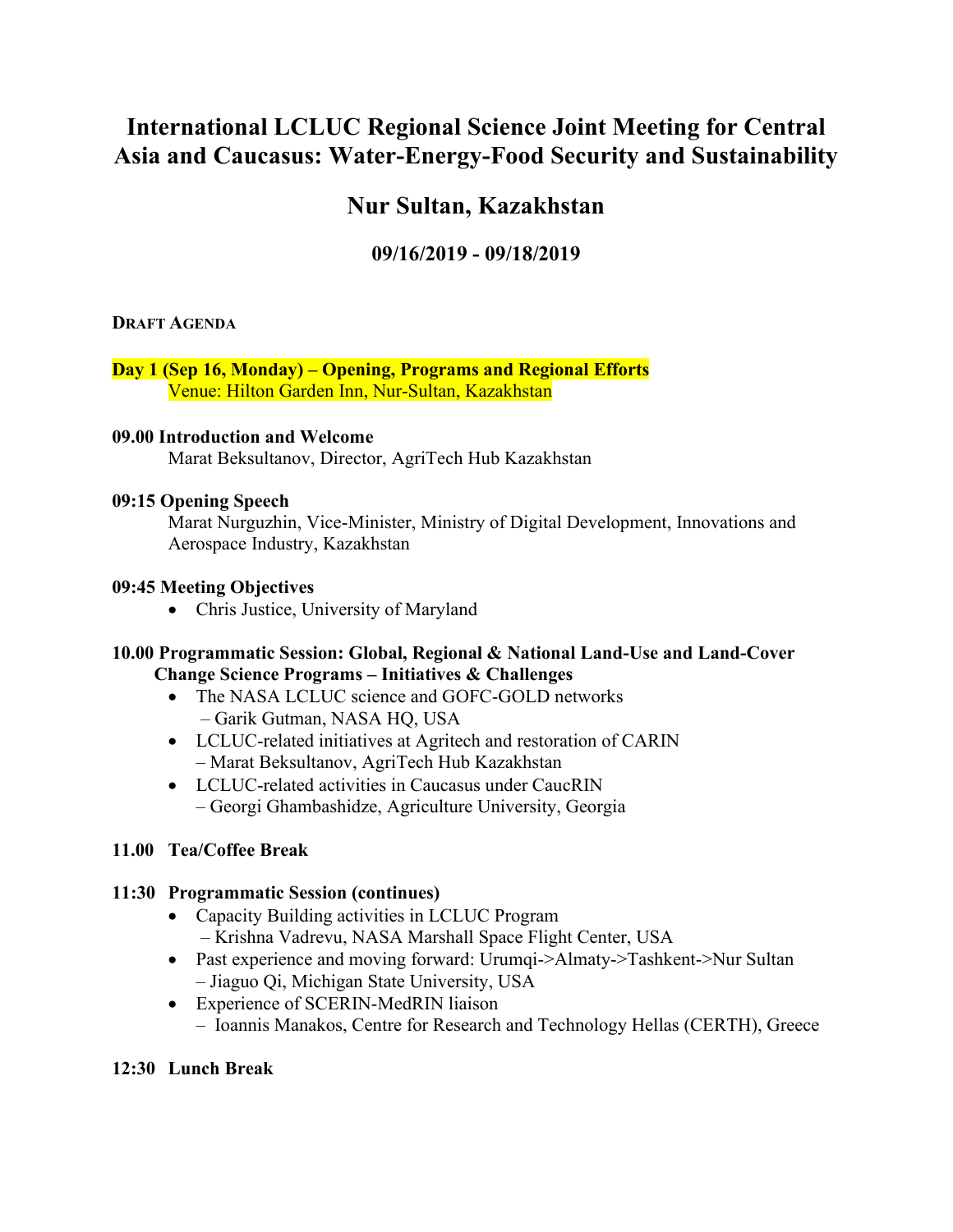# International LCLUC Regional Science Joint Meeting for Central Asia and Caucasus: Water-Energy-Food Security and Sustainability

## Nur Sultan, Kazakhstan

### 09/16/2019 - 09/18/2019

**Draft Agenda**

**Day 1 (Sep 16, Monday) – Opening, Programs and Regional Efforts**
Venue: Hilton Garden Inn, Nur-Sultan, Kazakhstan

**09.00 Introduction and Welcome**
Marat Beksultanov, Director, AgriTech Hub Kazakhstan

**09:15 Opening Speech**
Marat Nurguzhin, Vice-Minister, Ministry of Digital Development, Innovations and Aerospace Industry, Kazakhstan

**09:45 Meeting Objectives**

- Chris Justice, University of Maryland

**10.00 Programmatic Session: Global, Regional & National Land-Use and Land-Cover Change Science Programs – Initiatives & Challenges**

- The NASA LCLUC science and GOFC-GOLD networks – Garik Gutman, NASA HQ, USA
- LCLUC-related initiatives at Agritech and restoration of CARIN – Marat Beksultanov, AgriTech Hub Kazakhstan
- LCLUC-related activities in Caucasus under CaucRIN – Georgi Ghambashidze, Agriculture University, Georgia

**11.00 Tea/Coffee Break**

**11:30 Programmatic Session (continues)**

- Capacity Building activities in LCLUC Program – Krishna Vadrevu, NASA Marshall Space Flight Center, USA
- Past experience and moving forward: Urumqi->Almaty->Tashkent->Nur Sultan – Jiaguo Qi, Michigan State University, USA
- Experience of SCERIN-MedRIN liaison – Ioannis Manakos, Centre for Research and Technology Hellas (CERTH), Greece

**12:30 Lunch Break**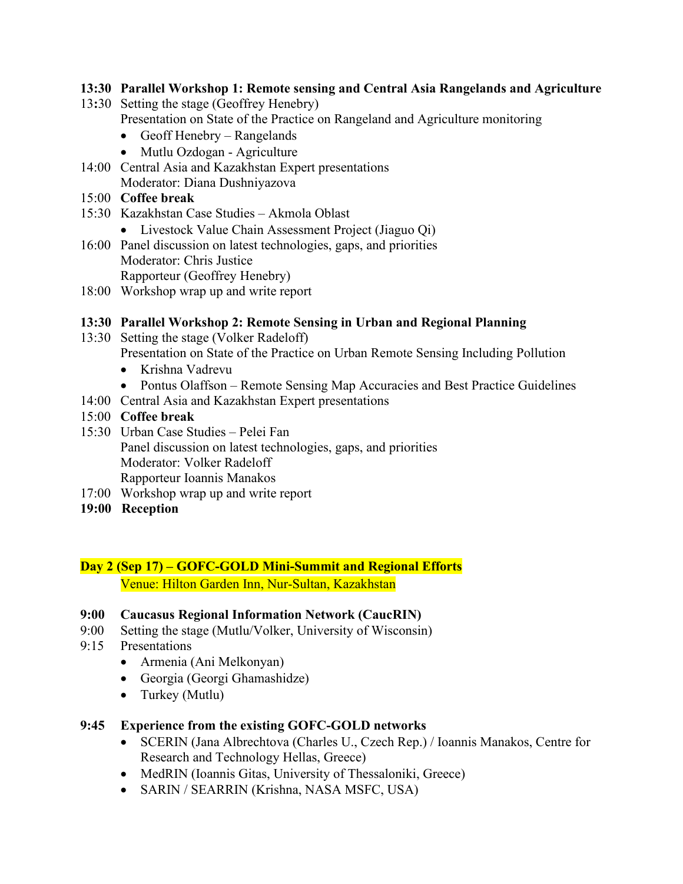**13:30 Parallel Workshop 1: Remote sensing and Central Asia Rangelands and Agriculture**

13:30 Setting the stage (Geoffrey Henebry)
Presentation on State of the Practice on Rangeland and Agriculture monitoring

- Geoff Henebry – Rangelands
- Mutlu Ozdogan - Agriculture

14:00 Central Asia and Kazakhstan Expert presentations
Moderator: Diana Dushniyazova

15:00 **Coffee break**

15:30 Kazakhstan Case Studies – Akmola Oblast

- Livestock Value Chain Assessment Project (Jiaguo Qi)

16:00 Panel discussion on latest technologies, gaps, and priorities
Moderator: Chris Justice
Rapporteur (Geoffrey Henebry)

18:00 Workshop wrap up and write report

**13:30 Parallel Workshop 2: Remote Sensing in Urban and Regional Planning**

13:30 Setting the stage (Volker Radeloff)
Presentation on State of the Practice on Urban Remote Sensing Including Pollution

- Krishna Vadrevu
- Pontus Olaffson – Remote Sensing Map Accuracies and Best Practice Guidelines

14:00 Central Asia and Kazakhstan Expert presentations

15:00 **Coffee break**

15:30 Urban Case Studies – Pelei Fan
Panel discussion on latest technologies, gaps, and priorities
Moderator: Volker Radeloff
Rapporteur Ioannis Manakos

17:00 Workshop wrap up and write report

**19:00 Reception**

## Day 2 (Sep 17) – GOFC-GOLD Mini-Summit and Regional Efforts

Venue: Hilton Garden Inn, Nur-Sultan, Kazakhstan

**9:00 Caucasus Regional Information Network (CaucRIN)**

9:00 Setting the stage (Mutlu/Volker, University of Wisconsin)

9:15 Presentations

- Armenia (Ani Melkonyan)
- Georgia (Georgi Ghamashidze)
- Turkey (Mutlu)

**9:45 Experience from the existing GOFC-GOLD networks**

- SCERIN (Jana Albrechtova (Charles U., Czech Rep.) / Ioannis Manakos, Centre for Research and Technology Hellas, Greece)
- MedRIN (Ioannis Gitas, University of Thessaloniki, Greece)
- SARIN / SEARRIN (Krishna, NASA MSFC, USA)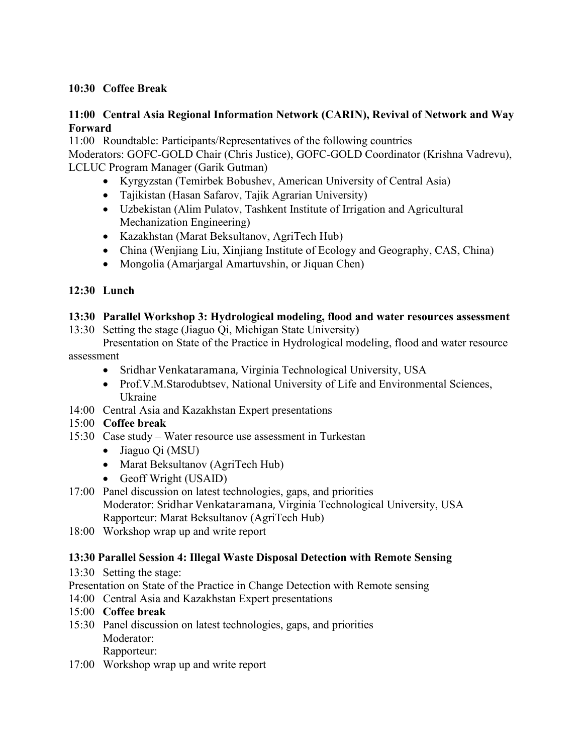**10:30 Coffee Break**

**11:00 Central Asia Regional Information Network (CARIN), Revival of Network and Way Forward**

11:00 Roundtable: Participants/Representatives of the following countries

Moderators: GOFC-GOLD Chair (Chris Justice), GOFC-GOLD Coordinator (Krishna Vadrevu), LCLUC Program Manager (Garik Gutman)

- Kyrgyzstan (Temirbek Bobushev, American University of Central Asia)
- Tajikistan (Hasan Safarov, Tajik Agrarian University)
- Uzbekistan (Alim Pulatov, Tashkent Institute of Irrigation and Agricultural Mechanization Engineering)
- Kazakhstan (Marat Beksultanov, AgriTech Hub)
- China (Wenjiang Liu, Xinjiang Institute of Ecology and Geography, CAS, China)
- Mongolia (Amarjargal Amartuvshin, or Jiquan Chen)

**12:30 Lunch**

**13:30 Parallel Workshop 3: Hydrological modeling, flood and water resources assessment**

13:30 Setting the stage (Jiaguo Qi, Michigan State University)

Presentation on State of the Practice in Hydrological modeling, flood and water resource assessment

- Sridhar Venkataramana, Virginia Technological University, USA
- Prof.V.M.Starodubtsev, National University of Life and Environmental Sciences, Ukraine

14:00 Central Asia and Kazakhstan Expert presentations

15:00 **Coffee break**

15:30 Case study – Water resource use assessment in Turkestan

- Jiaguo Qi (MSU)
- Marat Beksultanov (AgriTech Hub)
- Geoff Wright (USAID)

17:00 Panel discussion on latest technologies, gaps, and priorities

Moderator: Sridhar Venkataramana, Virginia Technological University, USA

Rapporteur: Marat Beksultanov (AgriTech Hub)

18:00 Workshop wrap up and write report

**13:30 Parallel Session 4: Illegal Waste Disposal Detection with Remote Sensing**

13:30 Setting the stage:

Presentation on State of the Practice in Change Detection with Remote sensing

14:00 Central Asia and Kazakhstan Expert presentations

15:00 **Coffee break**

15:30 Panel discussion on latest technologies, gaps, and priorities

Moderator:

Rapporteur:

17:00 Workshop wrap up and write report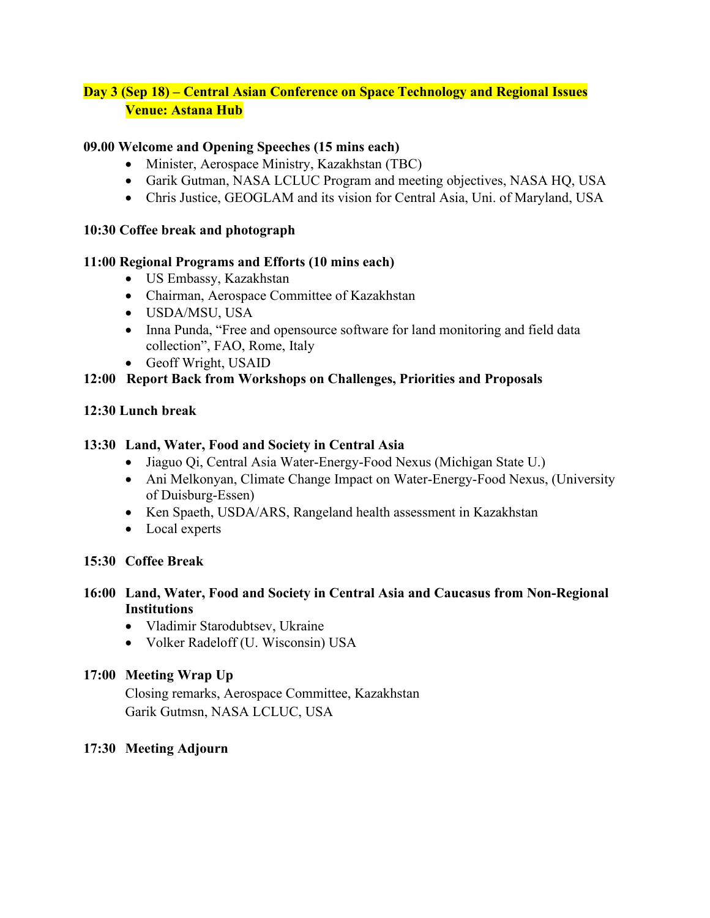**Day 3 (Sep 18) – Central Asian Conference on Space Technology and Regional Issues**
**Venue: Astana Hub**

**09.00 Welcome and Opening Speeches (15 mins each)**

- Minister, Aerospace Ministry, Kazakhstan (TBC)
- Garik Gutman, NASA LCLUC Program and meeting objectives, NASA HQ, USA
- Chris Justice, GEOGLAM and its vision for Central Asia, Uni. of Maryland, USA

**10:30 Coffee break and photograph**

**11:00 Regional Programs and Efforts (10 mins each)**

- US Embassy, Kazakhstan
- Chairman, Aerospace Committee of Kazakhstan
- USDA/MSU, USA
- Inna Punda, "Free and opensource software for land monitoring and field data collection", FAO, Rome, Italy
- Geoff Wright, USAID

**12:00 Report Back from Workshops on Challenges, Priorities and Proposals**

**12:30 Lunch break**

**13:30 Land, Water, Food and Society in Central Asia**

- Jiaguo Qi, Central Asia Water-Energy-Food Nexus (Michigan State U.)
- Ani Melkonyan, Climate Change Impact on Water-Energy-Food Nexus, (University of Duisburg-Essen)
- Ken Spaeth, USDA/ARS, Rangeland health assessment in Kazakhstan
- Local experts

**15:30 Coffee Break**

**16:00 Land, Water, Food and Society in Central Asia and Caucasus from Non-Regional Institutions**

- Vladimir Starodubtsev, Ukraine
- Volker Radeloff (U. Wisconsin) USA

**17:00 Meeting Wrap Up**

Closing remarks, Aerospace Committee, Kazakhstan
Garik Gutmsn, NASA LCLUC, USA

**17:30 Meeting Adjourn**